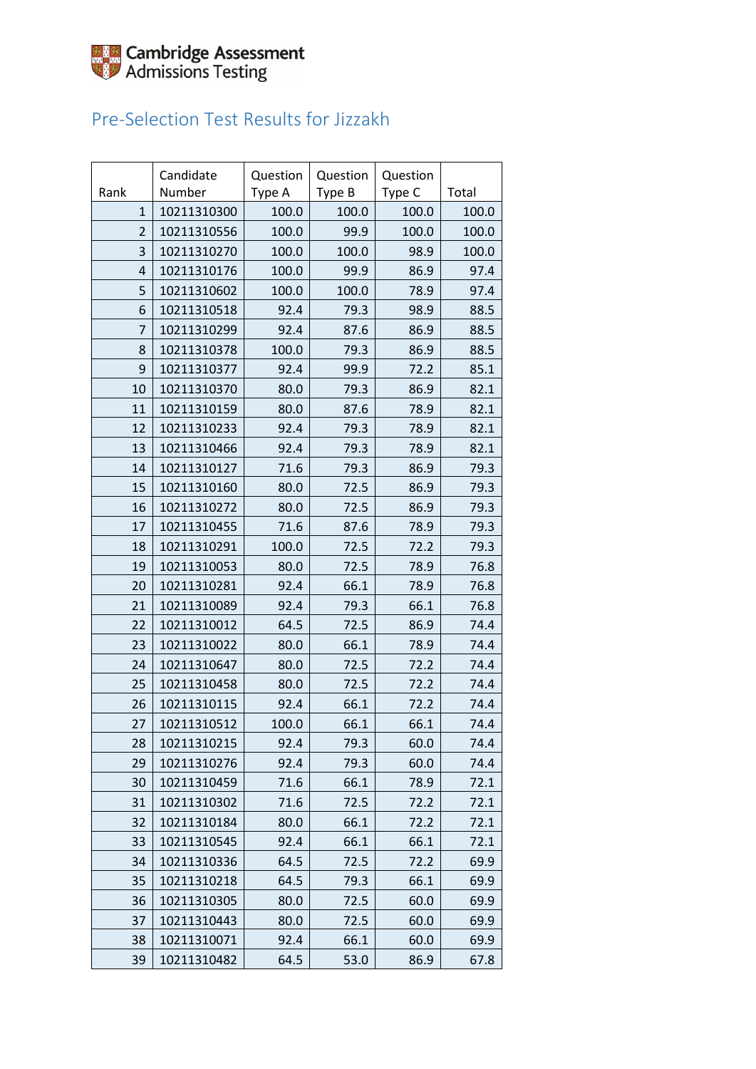Cambridge Assessment Admissions Testing

## Pre-Selection Test Results for Jizzakh

| Rank | Candidate Number | Question Type A | Question Type B | Question Type C | Total |
|---|---|---|---|---|---|
| 1 | 10211310300 | 100.0 | 100.0 | 100.0 | 100.0 |
| 2 | 10211310556 | 100.0 | 99.9 | 100.0 | 100.0 |
| 3 | 10211310270 | 100.0 | 100.0 | 98.9 | 100.0 |
| 4 | 10211310176 | 100.0 | 99.9 | 86.9 | 97.4 |
| 5 | 10211310602 | 100.0 | 100.0 | 78.9 | 97.4 |
| 6 | 10211310518 | 92.4 | 79.3 | 98.9 | 88.5 |
| 7 | 10211310299 | 92.4 | 87.6 | 86.9 | 88.5 |
| 8 | 10211310378 | 100.0 | 79.3 | 86.9 | 88.5 |
| 9 | 10211310377 | 92.4 | 99.9 | 72.2 | 85.1 |
| 10 | 10211310370 | 80.0 | 79.3 | 86.9 | 82.1 |
| 11 | 10211310159 | 80.0 | 87.6 | 78.9 | 82.1 |
| 12 | 10211310233 | 92.4 | 79.3 | 78.9 | 82.1 |
| 13 | 10211310466 | 92.4 | 79.3 | 78.9 | 82.1 |
| 14 | 10211310127 | 71.6 | 79.3 | 86.9 | 79.3 |
| 15 | 10211310160 | 80.0 | 72.5 | 86.9 | 79.3 |
| 16 | 10211310272 | 80.0 | 72.5 | 86.9 | 79.3 |
| 17 | 10211310455 | 71.6 | 87.6 | 78.9 | 79.3 |
| 18 | 10211310291 | 100.0 | 72.5 | 72.2 | 79.3 |
| 19 | 10211310053 | 80.0 | 72.5 | 78.9 | 76.8 |
| 20 | 10211310281 | 92.4 | 66.1 | 78.9 | 76.8 |
| 21 | 10211310089 | 92.4 | 79.3 | 66.1 | 76.8 |
| 22 | 10211310012 | 64.5 | 72.5 | 86.9 | 74.4 |
| 23 | 10211310022 | 80.0 | 66.1 | 78.9 | 74.4 |
| 24 | 10211310647 | 80.0 | 72.5 | 72.2 | 74.4 |
| 25 | 10211310458 | 80.0 | 72.5 | 72.2 | 74.4 |
| 26 | 10211310115 | 92.4 | 66.1 | 72.2 | 74.4 |
| 27 | 10211310512 | 100.0 | 66.1 | 66.1 | 74.4 |
| 28 | 10211310215 | 92.4 | 79.3 | 60.0 | 74.4 |
| 29 | 10211310276 | 92.4 | 79.3 | 60.0 | 74.4 |
| 30 | 10211310459 | 71.6 | 66.1 | 78.9 | 72.1 |
| 31 | 10211310302 | 71.6 | 72.5 | 72.2 | 72.1 |
| 32 | 10211310184 | 80.0 | 66.1 | 72.2 | 72.1 |
| 33 | 10211310545 | 92.4 | 66.1 | 66.1 | 72.1 |
| 34 | 10211310336 | 64.5 | 72.5 | 72.2 | 69.9 |
| 35 | 10211310218 | 64.5 | 79.3 | 66.1 | 69.9 |
| 36 | 10211310305 | 80.0 | 72.5 | 60.0 | 69.9 |
| 37 | 10211310443 | 80.0 | 72.5 | 60.0 | 69.9 |
| 38 | 10211310071 | 92.4 | 66.1 | 60.0 | 69.9 |
| 39 | 10211310482 | 64.5 | 53.0 | 86.9 | 67.8 |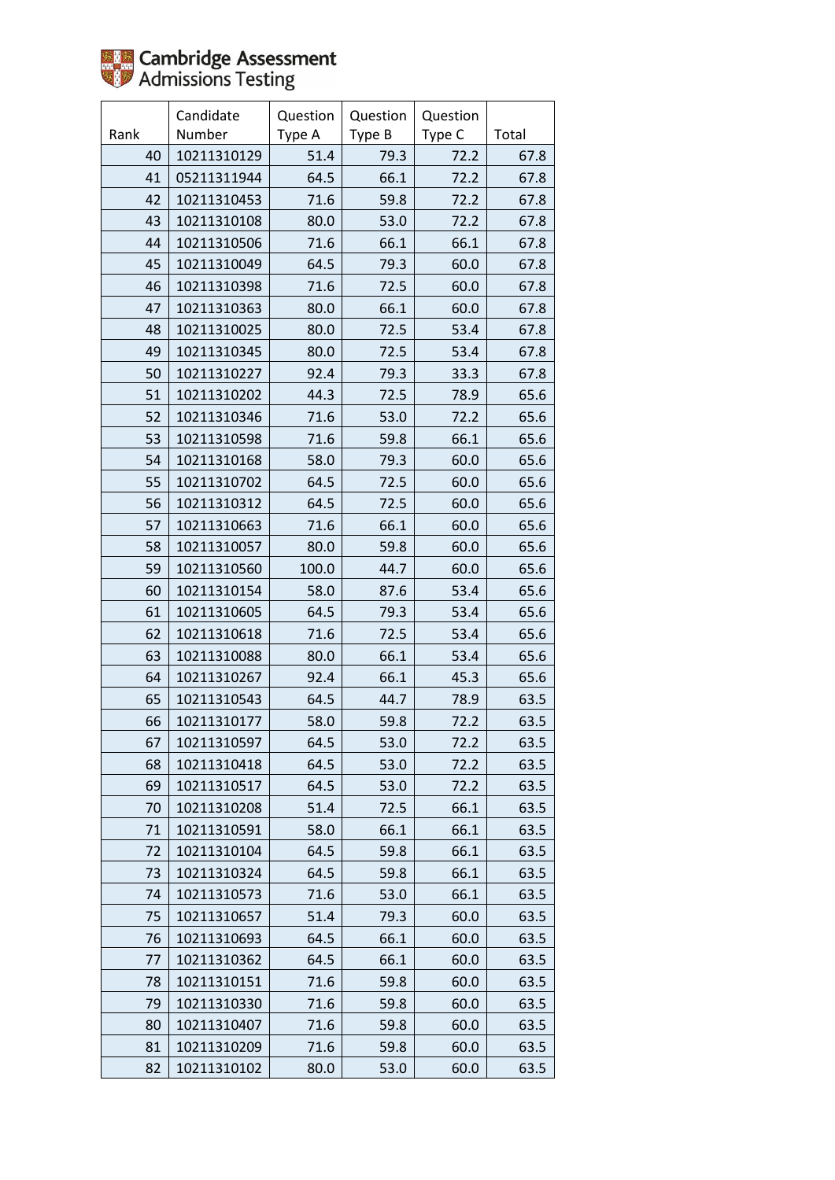| Rank | Candidate Number | Question Type A | Question Type B | Question Type C | Total |
|---|---|---|---|---|---|
| 40 | 10211310129 | 51.4 | 79.3 | 72.2 | 67.8 |
| 41 | 05211311944 | 64.5 | 66.1 | 72.2 | 67.8 |
| 42 | 10211310453 | 71.6 | 59.8 | 72.2 | 67.8 |
| 43 | 10211310108 | 80.0 | 53.0 | 72.2 | 67.8 |
| 44 | 10211310506 | 71.6 | 66.1 | 66.1 | 67.8 |
| 45 | 10211310049 | 64.5 | 79.3 | 60.0 | 67.8 |
| 46 | 10211310398 | 71.6 | 72.5 | 60.0 | 67.8 |
| 47 | 10211310363 | 80.0 | 66.1 | 60.0 | 67.8 |
| 48 | 10211310025 | 80.0 | 72.5 | 53.4 | 67.8 |
| 49 | 10211310345 | 80.0 | 72.5 | 53.4 | 67.8 |
| 50 | 10211310227 | 92.4 | 79.3 | 33.3 | 67.8 |
| 51 | 10211310202 | 44.3 | 72.5 | 78.9 | 65.6 |
| 52 | 10211310346 | 71.6 | 53.0 | 72.2 | 65.6 |
| 53 | 10211310598 | 71.6 | 59.8 | 66.1 | 65.6 |
| 54 | 10211310168 | 58.0 | 79.3 | 60.0 | 65.6 |
| 55 | 10211310702 | 64.5 | 72.5 | 60.0 | 65.6 |
| 56 | 10211310312 | 64.5 | 72.5 | 60.0 | 65.6 |
| 57 | 10211310663 | 71.6 | 66.1 | 60.0 | 65.6 |
| 58 | 10211310057 | 80.0 | 59.8 | 60.0 | 65.6 |
| 59 | 10211310560 | 100.0 | 44.7 | 60.0 | 65.6 |
| 60 | 10211310154 | 58.0 | 87.6 | 53.4 | 65.6 |
| 61 | 10211310605 | 64.5 | 79.3 | 53.4 | 65.6 |
| 62 | 10211310618 | 71.6 | 72.5 | 53.4 | 65.6 |
| 63 | 10211310088 | 80.0 | 66.1 | 53.4 | 65.6 |
| 64 | 10211310267 | 92.4 | 66.1 | 45.3 | 65.6 |
| 65 | 10211310543 | 64.5 | 44.7 | 78.9 | 63.5 |
| 66 | 10211310177 | 58.0 | 59.8 | 72.2 | 63.5 |
| 67 | 10211310597 | 64.5 | 53.0 | 72.2 | 63.5 |
| 68 | 10211310418 | 64.5 | 53.0 | 72.2 | 63.5 |
| 69 | 10211310517 | 64.5 | 53.0 | 72.2 | 63.5 |
| 70 | 10211310208 | 51.4 | 72.5 | 66.1 | 63.5 |
| 71 | 10211310591 | 58.0 | 66.1 | 66.1 | 63.5 |
| 72 | 10211310104 | 64.5 | 59.8 | 66.1 | 63.5 |
| 73 | 10211310324 | 64.5 | 59.8 | 66.1 | 63.5 |
| 74 | 10211310573 | 71.6 | 53.0 | 66.1 | 63.5 |
| 75 | 10211310657 | 51.4 | 79.3 | 60.0 | 63.5 |
| 76 | 10211310693 | 64.5 | 66.1 | 60.0 | 63.5 |
| 77 | 10211310362 | 64.5 | 66.1 | 60.0 | 63.5 |
| 78 | 10211310151 | 71.6 | 59.8 | 60.0 | 63.5 |
| 79 | 10211310330 | 71.6 | 59.8 | 60.0 | 63.5 |
| 80 | 10211310407 | 71.6 | 59.8 | 60.0 | 63.5 |
| 81 | 10211310209 | 71.6 | 59.8 | 60.0 | 63.5 |
| 82 | 10211310102 | 80.0 | 53.0 | 60.0 | 63.5 |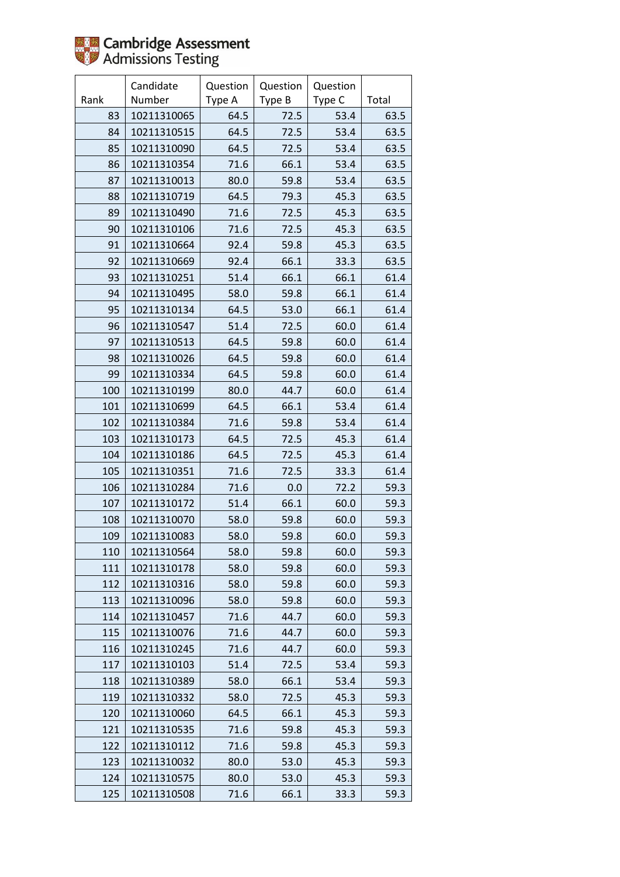| Rank | Candidate Number | Question Type A | Question Type B | Question Type C | Total |
|---|---|---|---|---|---|
| 83 | 10211310065 | 64.5 | 72.5 | 53.4 | 63.5 |
| 84 | 10211310515 | 64.5 | 72.5 | 53.4 | 63.5 |
| 85 | 10211310090 | 64.5 | 72.5 | 53.4 | 63.5 |
| 86 | 10211310354 | 71.6 | 66.1 | 53.4 | 63.5 |
| 87 | 10211310013 | 80.0 | 59.8 | 53.4 | 63.5 |
| 88 | 10211310719 | 64.5 | 79.3 | 45.3 | 63.5 |
| 89 | 10211310490 | 71.6 | 72.5 | 45.3 | 63.5 |
| 90 | 10211310106 | 71.6 | 72.5 | 45.3 | 63.5 |
| 91 | 10211310664 | 92.4 | 59.8 | 45.3 | 63.5 |
| 92 | 10211310669 | 92.4 | 66.1 | 33.3 | 63.5 |
| 93 | 10211310251 | 51.4 | 66.1 | 66.1 | 61.4 |
| 94 | 10211310495 | 58.0 | 59.8 | 66.1 | 61.4 |
| 95 | 10211310134 | 64.5 | 53.0 | 66.1 | 61.4 |
| 96 | 10211310547 | 51.4 | 72.5 | 60.0 | 61.4 |
| 97 | 10211310513 | 64.5 | 59.8 | 60.0 | 61.4 |
| 98 | 10211310026 | 64.5 | 59.8 | 60.0 | 61.4 |
| 99 | 10211310334 | 64.5 | 59.8 | 60.0 | 61.4 |
| 100 | 10211310199 | 80.0 | 44.7 | 60.0 | 61.4 |
| 101 | 10211310699 | 64.5 | 66.1 | 53.4 | 61.4 |
| 102 | 10211310384 | 71.6 | 59.8 | 53.4 | 61.4 |
| 103 | 10211310173 | 64.5 | 72.5 | 45.3 | 61.4 |
| 104 | 10211310186 | 64.5 | 72.5 | 45.3 | 61.4 |
| 105 | 10211310351 | 71.6 | 72.5 | 33.3 | 61.4 |
| 106 | 10211310284 | 71.6 | 0.0 | 72.2 | 59.3 |
| 107 | 10211310172 | 51.4 | 66.1 | 60.0 | 59.3 |
| 108 | 10211310070 | 58.0 | 59.8 | 60.0 | 59.3 |
| 109 | 10211310083 | 58.0 | 59.8 | 60.0 | 59.3 |
| 110 | 10211310564 | 58.0 | 59.8 | 60.0 | 59.3 |
| 111 | 10211310178 | 58.0 | 59.8 | 60.0 | 59.3 |
| 112 | 10211310316 | 58.0 | 59.8 | 60.0 | 59.3 |
| 113 | 10211310096 | 58.0 | 59.8 | 60.0 | 59.3 |
| 114 | 10211310457 | 71.6 | 44.7 | 60.0 | 59.3 |
| 115 | 10211310076 | 71.6 | 44.7 | 60.0 | 59.3 |
| 116 | 10211310245 | 71.6 | 44.7 | 60.0 | 59.3 |
| 117 | 10211310103 | 51.4 | 72.5 | 53.4 | 59.3 |
| 118 | 10211310389 | 58.0 | 66.1 | 53.4 | 59.3 |
| 119 | 10211310332 | 58.0 | 72.5 | 45.3 | 59.3 |
| 120 | 10211310060 | 64.5 | 66.1 | 45.3 | 59.3 |
| 121 | 10211310535 | 71.6 | 59.8 | 45.3 | 59.3 |
| 122 | 10211310112 | 71.6 | 59.8 | 45.3 | 59.3 |
| 123 | 10211310032 | 80.0 | 53.0 | 45.3 | 59.3 |
| 124 | 10211310575 | 80.0 | 53.0 | 45.3 | 59.3 |
| 125 | 10211310508 | 71.6 | 66.1 | 33.3 | 59.3 |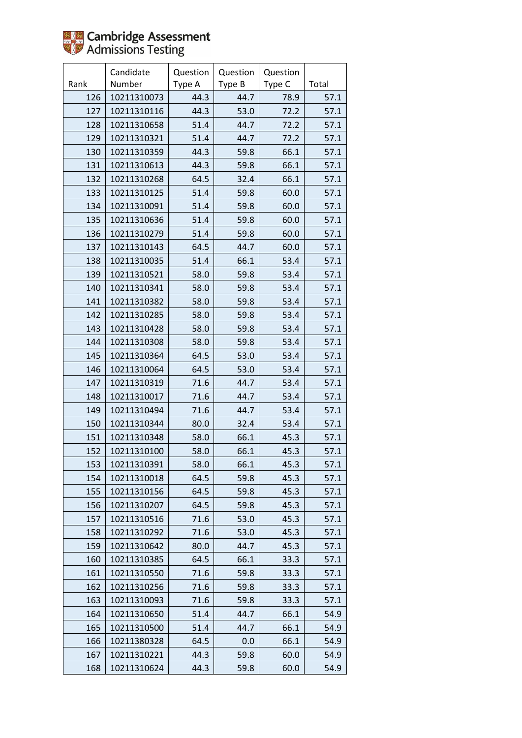Cambridge Assessment Admissions Testing

| Rank | Candidate Number | Question Type A | Question Type B | Question Type C | Total |
|---|---|---|---|---|---|
| 126 | 10211310073 | 44.3 | 44.7 | 78.9 | 57.1 |
| 127 | 10211310116 | 44.3 | 53.0 | 72.2 | 57.1 |
| 128 | 10211310658 | 51.4 | 44.7 | 72.2 | 57.1 |
| 129 | 10211310321 | 51.4 | 44.7 | 72.2 | 57.1 |
| 130 | 10211310359 | 44.3 | 59.8 | 66.1 | 57.1 |
| 131 | 10211310613 | 44.3 | 59.8 | 66.1 | 57.1 |
| 132 | 10211310268 | 64.5 | 32.4 | 66.1 | 57.1 |
| 133 | 10211310125 | 51.4 | 59.8 | 60.0 | 57.1 |
| 134 | 10211310091 | 51.4 | 59.8 | 60.0 | 57.1 |
| 135 | 10211310636 | 51.4 | 59.8 | 60.0 | 57.1 |
| 136 | 10211310279 | 51.4 | 59.8 | 60.0 | 57.1 |
| 137 | 10211310143 | 64.5 | 44.7 | 60.0 | 57.1 |
| 138 | 10211310035 | 51.4 | 66.1 | 53.4 | 57.1 |
| 139 | 10211310521 | 58.0 | 59.8 | 53.4 | 57.1 |
| 140 | 10211310341 | 58.0 | 59.8 | 53.4 | 57.1 |
| 141 | 10211310382 | 58.0 | 59.8 | 53.4 | 57.1 |
| 142 | 10211310285 | 58.0 | 59.8 | 53.4 | 57.1 |
| 143 | 10211310428 | 58.0 | 59.8 | 53.4 | 57.1 |
| 144 | 10211310308 | 58.0 | 59.8 | 53.4 | 57.1 |
| 145 | 10211310364 | 64.5 | 53.0 | 53.4 | 57.1 |
| 146 | 10211310064 | 64.5 | 53.0 | 53.4 | 57.1 |
| 147 | 10211310319 | 71.6 | 44.7 | 53.4 | 57.1 |
| 148 | 10211310017 | 71.6 | 44.7 | 53.4 | 57.1 |
| 149 | 10211310494 | 71.6 | 44.7 | 53.4 | 57.1 |
| 150 | 10211310344 | 80.0 | 32.4 | 53.4 | 57.1 |
| 151 | 10211310348 | 58.0 | 66.1 | 45.3 | 57.1 |
| 152 | 10211310100 | 58.0 | 66.1 | 45.3 | 57.1 |
| 153 | 10211310391 | 58.0 | 66.1 | 45.3 | 57.1 |
| 154 | 10211310018 | 64.5 | 59.8 | 45.3 | 57.1 |
| 155 | 10211310156 | 64.5 | 59.8 | 45.3 | 57.1 |
| 156 | 10211310207 | 64.5 | 59.8 | 45.3 | 57.1 |
| 157 | 10211310516 | 71.6 | 53.0 | 45.3 | 57.1 |
| 158 | 10211310292 | 71.6 | 53.0 | 45.3 | 57.1 |
| 159 | 10211310642 | 80.0 | 44.7 | 45.3 | 57.1 |
| 160 | 10211310385 | 64.5 | 66.1 | 33.3 | 57.1 |
| 161 | 10211310550 | 71.6 | 59.8 | 33.3 | 57.1 |
| 162 | 10211310256 | 71.6 | 59.8 | 33.3 | 57.1 |
| 163 | 10211310093 | 71.6 | 59.8 | 33.3 | 57.1 |
| 164 | 10211310650 | 51.4 | 44.7 | 66.1 | 54.9 |
| 165 | 10211310500 | 51.4 | 44.7 | 66.1 | 54.9 |
| 166 | 10211380328 | 64.5 | 0.0 | 66.1 | 54.9 |
| 167 | 10211310221 | 44.3 | 59.8 | 60.0 | 54.9 |
| 168 | 10211310624 | 44.3 | 59.8 | 60.0 | 54.9 |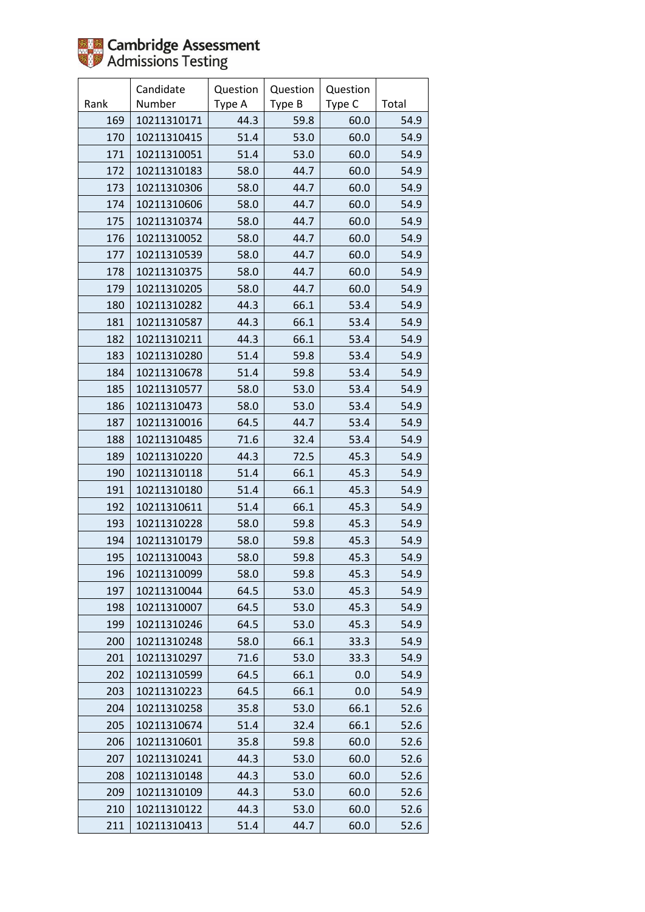Cambridge Assessment Admissions Testing

| Rank | Candidate Number | Question Type A | Question Type B | Question Type C | Total |
|---|---|---|---|---|---|
| 169 | 10211310171 | 44.3 | 59.8 | 60.0 | 54.9 |
| 170 | 10211310415 | 51.4 | 53.0 | 60.0 | 54.9 |
| 171 | 10211310051 | 51.4 | 53.0 | 60.0 | 54.9 |
| 172 | 10211310183 | 58.0 | 44.7 | 60.0 | 54.9 |
| 173 | 10211310306 | 58.0 | 44.7 | 60.0 | 54.9 |
| 174 | 10211310606 | 58.0 | 44.7 | 60.0 | 54.9 |
| 175 | 10211310374 | 58.0 | 44.7 | 60.0 | 54.9 |
| 176 | 10211310052 | 58.0 | 44.7 | 60.0 | 54.9 |
| 177 | 10211310539 | 58.0 | 44.7 | 60.0 | 54.9 |
| 178 | 10211310375 | 58.0 | 44.7 | 60.0 | 54.9 |
| 179 | 10211310205 | 58.0 | 44.7 | 60.0 | 54.9 |
| 180 | 10211310282 | 44.3 | 66.1 | 53.4 | 54.9 |
| 181 | 10211310587 | 44.3 | 66.1 | 53.4 | 54.9 |
| 182 | 10211310211 | 44.3 | 66.1 | 53.4 | 54.9 |
| 183 | 10211310280 | 51.4 | 59.8 | 53.4 | 54.9 |
| 184 | 10211310678 | 51.4 | 59.8 | 53.4 | 54.9 |
| 185 | 10211310577 | 58.0 | 53.0 | 53.4 | 54.9 |
| 186 | 10211310473 | 58.0 | 53.0 | 53.4 | 54.9 |
| 187 | 10211310016 | 64.5 | 44.7 | 53.4 | 54.9 |
| 188 | 10211310485 | 71.6 | 32.4 | 53.4 | 54.9 |
| 189 | 10211310220 | 44.3 | 72.5 | 45.3 | 54.9 |
| 190 | 10211310118 | 51.4 | 66.1 | 45.3 | 54.9 |
| 191 | 10211310180 | 51.4 | 66.1 | 45.3 | 54.9 |
| 192 | 10211310611 | 51.4 | 66.1 | 45.3 | 54.9 |
| 193 | 10211310228 | 58.0 | 59.8 | 45.3 | 54.9 |
| 194 | 10211310179 | 58.0 | 59.8 | 45.3 | 54.9 |
| 195 | 10211310043 | 58.0 | 59.8 | 45.3 | 54.9 |
| 196 | 10211310099 | 58.0 | 59.8 | 45.3 | 54.9 |
| 197 | 10211310044 | 64.5 | 53.0 | 45.3 | 54.9 |
| 198 | 10211310007 | 64.5 | 53.0 | 45.3 | 54.9 |
| 199 | 10211310246 | 64.5 | 53.0 | 45.3 | 54.9 |
| 200 | 10211310248 | 58.0 | 66.1 | 33.3 | 54.9 |
| 201 | 10211310297 | 71.6 | 53.0 | 33.3 | 54.9 |
| 202 | 10211310599 | 64.5 | 66.1 | 0.0 | 54.9 |
| 203 | 10211310223 | 64.5 | 66.1 | 0.0 | 54.9 |
| 204 | 10211310258 | 35.8 | 53.0 | 66.1 | 52.6 |
| 205 | 10211310674 | 51.4 | 32.4 | 66.1 | 52.6 |
| 206 | 10211310601 | 35.8 | 59.8 | 60.0 | 52.6 |
| 207 | 10211310241 | 44.3 | 53.0 | 60.0 | 52.6 |
| 208 | 10211310148 | 44.3 | 53.0 | 60.0 | 52.6 |
| 209 | 10211310109 | 44.3 | 53.0 | 60.0 | 52.6 |
| 210 | 10211310122 | 44.3 | 53.0 | 60.0 | 52.6 |
| 211 | 10211310413 | 51.4 | 44.7 | 60.0 | 52.6 |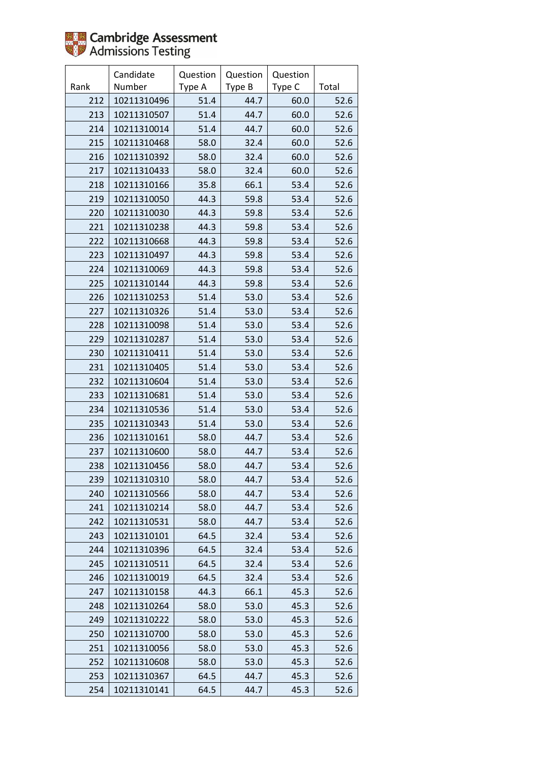| Rank | Candidate Number | Question Type A | Question Type B | Question Type C | Total |
|---|---|---|---|---|---|
| 212 | 10211310496 | 51.4 | 44.7 | 60.0 | 52.6 |
| 213 | 10211310507 | 51.4 | 44.7 | 60.0 | 52.6 |
| 214 | 10211310014 | 51.4 | 44.7 | 60.0 | 52.6 |
| 215 | 10211310468 | 58.0 | 32.4 | 60.0 | 52.6 |
| 216 | 10211310392 | 58.0 | 32.4 | 60.0 | 52.6 |
| 217 | 10211310433 | 58.0 | 32.4 | 60.0 | 52.6 |
| 218 | 10211310166 | 35.8 | 66.1 | 53.4 | 52.6 |
| 219 | 10211310050 | 44.3 | 59.8 | 53.4 | 52.6 |
| 220 | 10211310030 | 44.3 | 59.8 | 53.4 | 52.6 |
| 221 | 10211310238 | 44.3 | 59.8 | 53.4 | 52.6 |
| 222 | 10211310668 | 44.3 | 59.8 | 53.4 | 52.6 |
| 223 | 10211310497 | 44.3 | 59.8 | 53.4 | 52.6 |
| 224 | 10211310069 | 44.3 | 59.8 | 53.4 | 52.6 |
| 225 | 10211310144 | 44.3 | 59.8 | 53.4 | 52.6 |
| 226 | 10211310253 | 51.4 | 53.0 | 53.4 | 52.6 |
| 227 | 10211310326 | 51.4 | 53.0 | 53.4 | 52.6 |
| 228 | 10211310098 | 51.4 | 53.0 | 53.4 | 52.6 |
| 229 | 10211310287 | 51.4 | 53.0 | 53.4 | 52.6 |
| 230 | 10211310411 | 51.4 | 53.0 | 53.4 | 52.6 |
| 231 | 10211310405 | 51.4 | 53.0 | 53.4 | 52.6 |
| 232 | 10211310604 | 51.4 | 53.0 | 53.4 | 52.6 |
| 233 | 10211310681 | 51.4 | 53.0 | 53.4 | 52.6 |
| 234 | 10211310536 | 51.4 | 53.0 | 53.4 | 52.6 |
| 235 | 10211310343 | 51.4 | 53.0 | 53.4 | 52.6 |
| 236 | 10211310161 | 58.0 | 44.7 | 53.4 | 52.6 |
| 237 | 10211310600 | 58.0 | 44.7 | 53.4 | 52.6 |
| 238 | 10211310456 | 58.0 | 44.7 | 53.4 | 52.6 |
| 239 | 10211310310 | 58.0 | 44.7 | 53.4 | 52.6 |
| 240 | 10211310566 | 58.0 | 44.7 | 53.4 | 52.6 |
| 241 | 10211310214 | 58.0 | 44.7 | 53.4 | 52.6 |
| 242 | 10211310531 | 58.0 | 44.7 | 53.4 | 52.6 |
| 243 | 10211310101 | 64.5 | 32.4 | 53.4 | 52.6 |
| 244 | 10211310396 | 64.5 | 32.4 | 53.4 | 52.6 |
| 245 | 10211310511 | 64.5 | 32.4 | 53.4 | 52.6 |
| 246 | 10211310019 | 64.5 | 32.4 | 53.4 | 52.6 |
| 247 | 10211310158 | 44.3 | 66.1 | 45.3 | 52.6 |
| 248 | 10211310264 | 58.0 | 53.0 | 45.3 | 52.6 |
| 249 | 10211310222 | 58.0 | 53.0 | 45.3 | 52.6 |
| 250 | 10211310700 | 58.0 | 53.0 | 45.3 | 52.6 |
| 251 | 10211310056 | 58.0 | 53.0 | 45.3 | 52.6 |
| 252 | 10211310608 | 58.0 | 53.0 | 45.3 | 52.6 |
| 253 | 10211310367 | 64.5 | 44.7 | 45.3 | 52.6 |
| 254 | 10211310141 | 64.5 | 44.7 | 45.3 | 52.6 |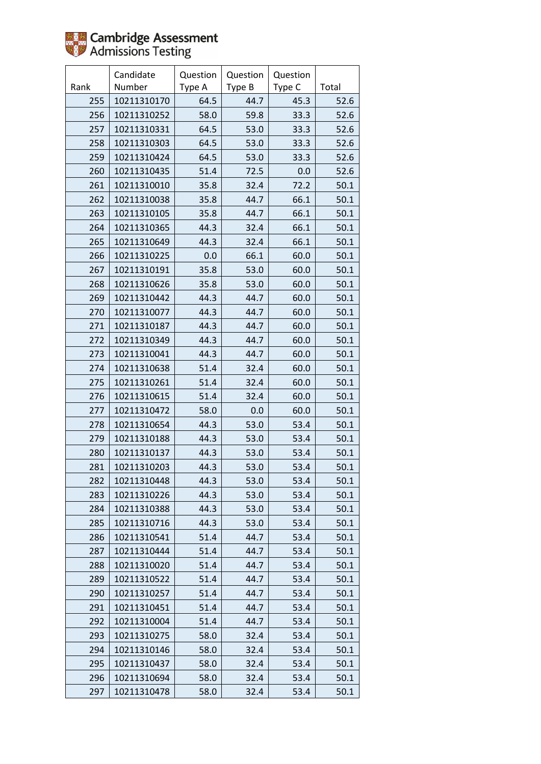| Rank | Candidate Number | Question Type A | Question Type B | Question Type C | Total |
|---|---|---|---|---|---|
| 255 | 10211310170 | 64.5 | 44.7 | 45.3 | 52.6 |
| 256 | 10211310252 | 58.0 | 59.8 | 33.3 | 52.6 |
| 257 | 10211310331 | 64.5 | 53.0 | 33.3 | 52.6 |
| 258 | 10211310303 | 64.5 | 53.0 | 33.3 | 52.6 |
| 259 | 10211310424 | 64.5 | 53.0 | 33.3 | 52.6 |
| 260 | 10211310435 | 51.4 | 72.5 | 0.0 | 52.6 |
| 261 | 10211310010 | 35.8 | 32.4 | 72.2 | 50.1 |
| 262 | 10211310038 | 35.8 | 44.7 | 66.1 | 50.1 |
| 263 | 10211310105 | 35.8 | 44.7 | 66.1 | 50.1 |
| 264 | 10211310365 | 44.3 | 32.4 | 66.1 | 50.1 |
| 265 | 10211310649 | 44.3 | 32.4 | 66.1 | 50.1 |
| 266 | 10211310225 | 0.0 | 66.1 | 60.0 | 50.1 |
| 267 | 10211310191 | 35.8 | 53.0 | 60.0 | 50.1 |
| 268 | 10211310626 | 35.8 | 53.0 | 60.0 | 50.1 |
| 269 | 10211310442 | 44.3 | 44.7 | 60.0 | 50.1 |
| 270 | 10211310077 | 44.3 | 44.7 | 60.0 | 50.1 |
| 271 | 10211310187 | 44.3 | 44.7 | 60.0 | 50.1 |
| 272 | 10211310349 | 44.3 | 44.7 | 60.0 | 50.1 |
| 273 | 10211310041 | 44.3 | 44.7 | 60.0 | 50.1 |
| 274 | 10211310638 | 51.4 | 32.4 | 60.0 | 50.1 |
| 275 | 10211310261 | 51.4 | 32.4 | 60.0 | 50.1 |
| 276 | 10211310615 | 51.4 | 32.4 | 60.0 | 50.1 |
| 277 | 10211310472 | 58.0 | 0.0 | 60.0 | 50.1 |
| 278 | 10211310654 | 44.3 | 53.0 | 53.4 | 50.1 |
| 279 | 10211310188 | 44.3 | 53.0 | 53.4 | 50.1 |
| 280 | 10211310137 | 44.3 | 53.0 | 53.4 | 50.1 |
| 281 | 10211310203 | 44.3 | 53.0 | 53.4 | 50.1 |
| 282 | 10211310448 | 44.3 | 53.0 | 53.4 | 50.1 |
| 283 | 10211310226 | 44.3 | 53.0 | 53.4 | 50.1 |
| 284 | 10211310388 | 44.3 | 53.0 | 53.4 | 50.1 |
| 285 | 10211310716 | 44.3 | 53.0 | 53.4 | 50.1 |
| 286 | 10211310541 | 51.4 | 44.7 | 53.4 | 50.1 |
| 287 | 10211310444 | 51.4 | 44.7 | 53.4 | 50.1 |
| 288 | 10211310020 | 51.4 | 44.7 | 53.4 | 50.1 |
| 289 | 10211310522 | 51.4 | 44.7 | 53.4 | 50.1 |
| 290 | 10211310257 | 51.4 | 44.7 | 53.4 | 50.1 |
| 291 | 10211310451 | 51.4 | 44.7 | 53.4 | 50.1 |
| 292 | 10211310004 | 51.4 | 44.7 | 53.4 | 50.1 |
| 293 | 10211310275 | 58.0 | 32.4 | 53.4 | 50.1 |
| 294 | 10211310146 | 58.0 | 32.4 | 53.4 | 50.1 |
| 295 | 10211310437 | 58.0 | 32.4 | 53.4 | 50.1 |
| 296 | 10211310694 | 58.0 | 32.4 | 53.4 | 50.1 |
| 297 | 10211310478 | 58.0 | 32.4 | 53.4 | 50.1 |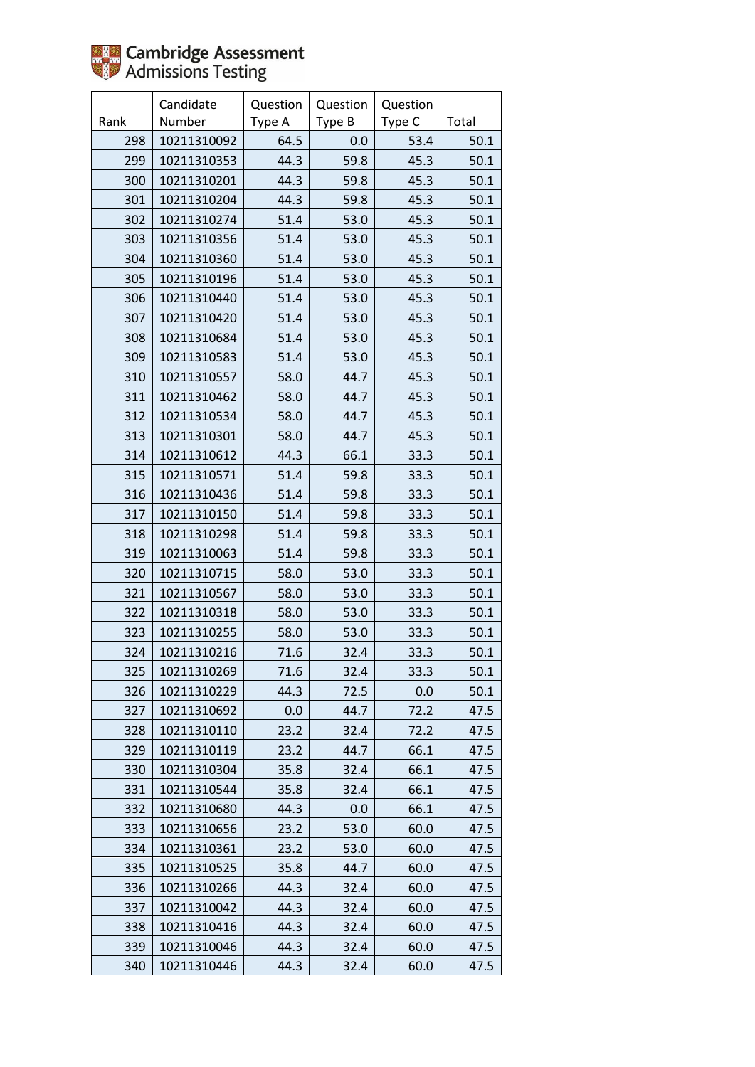| Rank | Candidate Number | Question Type A | Question Type B | Question Type C | Total |
|---|---|---|---|---|---|
| 298 | 10211310092 | 64.5 | 0.0 | 53.4 | 50.1 |
| 299 | 10211310353 | 44.3 | 59.8 | 45.3 | 50.1 |
| 300 | 10211310201 | 44.3 | 59.8 | 45.3 | 50.1 |
| 301 | 10211310204 | 44.3 | 59.8 | 45.3 | 50.1 |
| 302 | 10211310274 | 51.4 | 53.0 | 45.3 | 50.1 |
| 303 | 10211310356 | 51.4 | 53.0 | 45.3 | 50.1 |
| 304 | 10211310360 | 51.4 | 53.0 | 45.3 | 50.1 |
| 305 | 10211310196 | 51.4 | 53.0 | 45.3 | 50.1 |
| 306 | 10211310440 | 51.4 | 53.0 | 45.3 | 50.1 |
| 307 | 10211310420 | 51.4 | 53.0 | 45.3 | 50.1 |
| 308 | 10211310684 | 51.4 | 53.0 | 45.3 | 50.1 |
| 309 | 10211310583 | 51.4 | 53.0 | 45.3 | 50.1 |
| 310 | 10211310557 | 58.0 | 44.7 | 45.3 | 50.1 |
| 311 | 10211310462 | 58.0 | 44.7 | 45.3 | 50.1 |
| 312 | 10211310534 | 58.0 | 44.7 | 45.3 | 50.1 |
| 313 | 10211310301 | 58.0 | 44.7 | 45.3 | 50.1 |
| 314 | 10211310612 | 44.3 | 66.1 | 33.3 | 50.1 |
| 315 | 10211310571 | 51.4 | 59.8 | 33.3 | 50.1 |
| 316 | 10211310436 | 51.4 | 59.8 | 33.3 | 50.1 |
| 317 | 10211310150 | 51.4 | 59.8 | 33.3 | 50.1 |
| 318 | 10211310298 | 51.4 | 59.8 | 33.3 | 50.1 |
| 319 | 10211310063 | 51.4 | 59.8 | 33.3 | 50.1 |
| 320 | 10211310715 | 58.0 | 53.0 | 33.3 | 50.1 |
| 321 | 10211310567 | 58.0 | 53.0 | 33.3 | 50.1 |
| 322 | 10211310318 | 58.0 | 53.0 | 33.3 | 50.1 |
| 323 | 10211310255 | 58.0 | 53.0 | 33.3 | 50.1 |
| 324 | 10211310216 | 71.6 | 32.4 | 33.3 | 50.1 |
| 325 | 10211310269 | 71.6 | 32.4 | 33.3 | 50.1 |
| 326 | 10211310229 | 44.3 | 72.5 | 0.0 | 50.1 |
| 327 | 10211310692 | 0.0 | 44.7 | 72.2 | 47.5 |
| 328 | 10211310110 | 23.2 | 32.4 | 72.2 | 47.5 |
| 329 | 10211310119 | 23.2 | 44.7 | 66.1 | 47.5 |
| 330 | 10211310304 | 35.8 | 32.4 | 66.1 | 47.5 |
| 331 | 10211310544 | 35.8 | 32.4 | 66.1 | 47.5 |
| 332 | 10211310680 | 44.3 | 0.0 | 66.1 | 47.5 |
| 333 | 10211310656 | 23.2 | 53.0 | 60.0 | 47.5 |
| 334 | 10211310361 | 23.2 | 53.0 | 60.0 | 47.5 |
| 335 | 10211310525 | 35.8 | 44.7 | 60.0 | 47.5 |
| 336 | 10211310266 | 44.3 | 32.4 | 60.0 | 47.5 |
| 337 | 10211310042 | 44.3 | 32.4 | 60.0 | 47.5 |
| 338 | 10211310416 | 44.3 | 32.4 | 60.0 | 47.5 |
| 339 | 10211310046 | 44.3 | 32.4 | 60.0 | 47.5 |
| 340 | 10211310446 | 44.3 | 32.4 | 60.0 | 47.5 |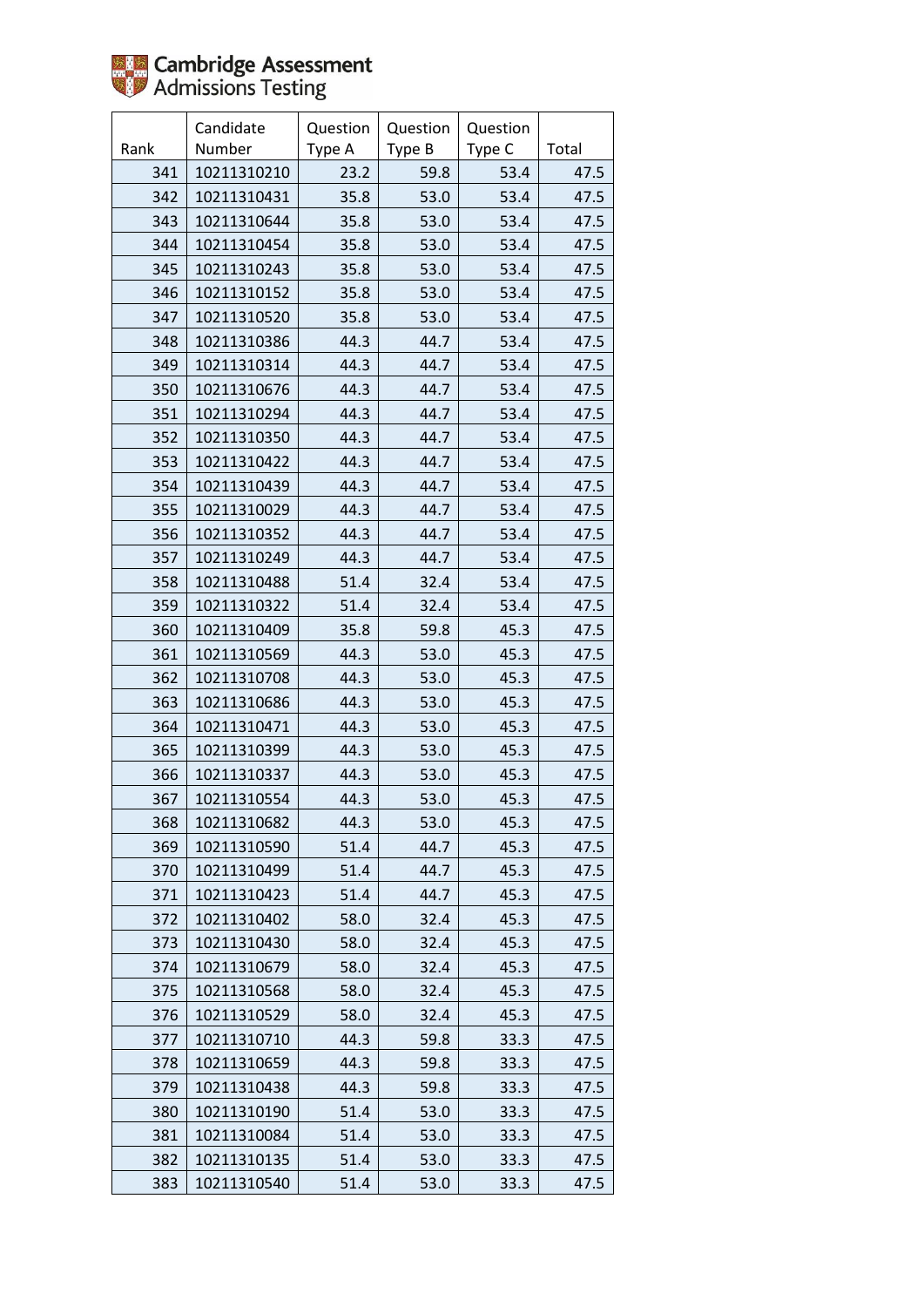| Rank | Candidate Number | Question Type A | Question Type B | Question Type C | Total |
|---|---|---|---|---|---|
| 341 | 10211310210 | 23.2 | 59.8 | 53.4 | 47.5 |
| 342 | 10211310431 | 35.8 | 53.0 | 53.4 | 47.5 |
| 343 | 10211310644 | 35.8 | 53.0 | 53.4 | 47.5 |
| 344 | 10211310454 | 35.8 | 53.0 | 53.4 | 47.5 |
| 345 | 10211310243 | 35.8 | 53.0 | 53.4 | 47.5 |
| 346 | 10211310152 | 35.8 | 53.0 | 53.4 | 47.5 |
| 347 | 10211310520 | 35.8 | 53.0 | 53.4 | 47.5 |
| 348 | 10211310386 | 44.3 | 44.7 | 53.4 | 47.5 |
| 349 | 10211310314 | 44.3 | 44.7 | 53.4 | 47.5 |
| 350 | 10211310676 | 44.3 | 44.7 | 53.4 | 47.5 |
| 351 | 10211310294 | 44.3 | 44.7 | 53.4 | 47.5 |
| 352 | 10211310350 | 44.3 | 44.7 | 53.4 | 47.5 |
| 353 | 10211310422 | 44.3 | 44.7 | 53.4 | 47.5 |
| 354 | 10211310439 | 44.3 | 44.7 | 53.4 | 47.5 |
| 355 | 10211310029 | 44.3 | 44.7 | 53.4 | 47.5 |
| 356 | 10211310352 | 44.3 | 44.7 | 53.4 | 47.5 |
| 357 | 10211310249 | 44.3 | 44.7 | 53.4 | 47.5 |
| 358 | 10211310488 | 51.4 | 32.4 | 53.4 | 47.5 |
| 359 | 10211310322 | 51.4 | 32.4 | 53.4 | 47.5 |
| 360 | 10211310409 | 35.8 | 59.8 | 45.3 | 47.5 |
| 361 | 10211310569 | 44.3 | 53.0 | 45.3 | 47.5 |
| 362 | 10211310708 | 44.3 | 53.0 | 45.3 | 47.5 |
| 363 | 10211310686 | 44.3 | 53.0 | 45.3 | 47.5 |
| 364 | 10211310471 | 44.3 | 53.0 | 45.3 | 47.5 |
| 365 | 10211310399 | 44.3 | 53.0 | 45.3 | 47.5 |
| 366 | 10211310337 | 44.3 | 53.0 | 45.3 | 47.5 |
| 367 | 10211310554 | 44.3 | 53.0 | 45.3 | 47.5 |
| 368 | 10211310682 | 44.3 | 53.0 | 45.3 | 47.5 |
| 369 | 10211310590 | 51.4 | 44.7 | 45.3 | 47.5 |
| 370 | 10211310499 | 51.4 | 44.7 | 45.3 | 47.5 |
| 371 | 10211310423 | 51.4 | 44.7 | 45.3 | 47.5 |
| 372 | 10211310402 | 58.0 | 32.4 | 45.3 | 47.5 |
| 373 | 10211310430 | 58.0 | 32.4 | 45.3 | 47.5 |
| 374 | 10211310679 | 58.0 | 32.4 | 45.3 | 47.5 |
| 375 | 10211310568 | 58.0 | 32.4 | 45.3 | 47.5 |
| 376 | 10211310529 | 58.0 | 32.4 | 45.3 | 47.5 |
| 377 | 10211310710 | 44.3 | 59.8 | 33.3 | 47.5 |
| 378 | 10211310659 | 44.3 | 59.8 | 33.3 | 47.5 |
| 379 | 10211310438 | 44.3 | 59.8 | 33.3 | 47.5 |
| 380 | 10211310190 | 51.4 | 53.0 | 33.3 | 47.5 |
| 381 | 10211310084 | 51.4 | 53.0 | 33.3 | 47.5 |
| 382 | 10211310135 | 51.4 | 53.0 | 33.3 | 47.5 |
| 383 | 10211310540 | 51.4 | 53.0 | 33.3 | 47.5 |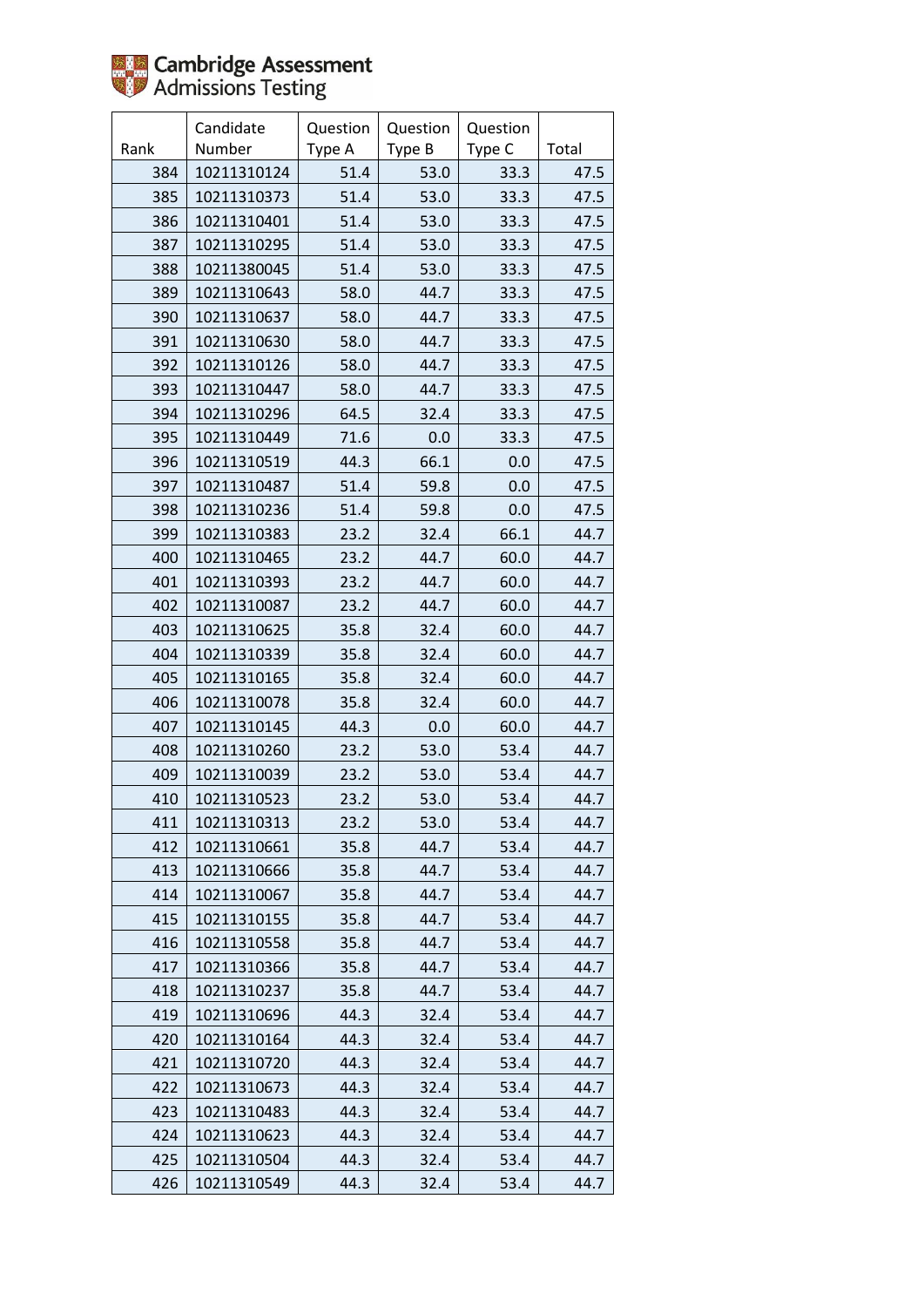| Rank | Candidate Number | Question Type A | Question Type B | Question Type C | Total |
|---|---|---|---|---|---|
| 384 | 10211310124 | 51.4 | 53.0 | 33.3 | 47.5 |
| 385 | 10211310373 | 51.4 | 53.0 | 33.3 | 47.5 |
| 386 | 10211310401 | 51.4 | 53.0 | 33.3 | 47.5 |
| 387 | 10211310295 | 51.4 | 53.0 | 33.3 | 47.5 |
| 388 | 10211380045 | 51.4 | 53.0 | 33.3 | 47.5 |
| 389 | 10211310643 | 58.0 | 44.7 | 33.3 | 47.5 |
| 390 | 10211310637 | 58.0 | 44.7 | 33.3 | 47.5 |
| 391 | 10211310630 | 58.0 | 44.7 | 33.3 | 47.5 |
| 392 | 10211310126 | 58.0 | 44.7 | 33.3 | 47.5 |
| 393 | 10211310447 | 58.0 | 44.7 | 33.3 | 47.5 |
| 394 | 10211310296 | 64.5 | 32.4 | 33.3 | 47.5 |
| 395 | 10211310449 | 71.6 | 0.0 | 33.3 | 47.5 |
| 396 | 10211310519 | 44.3 | 66.1 | 0.0 | 47.5 |
| 397 | 10211310487 | 51.4 | 59.8 | 0.0 | 47.5 |
| 398 | 10211310236 | 51.4 | 59.8 | 0.0 | 47.5 |
| 399 | 10211310383 | 23.2 | 32.4 | 66.1 | 44.7 |
| 400 | 10211310465 | 23.2 | 44.7 | 60.0 | 44.7 |
| 401 | 10211310393 | 23.2 | 44.7 | 60.0 | 44.7 |
| 402 | 10211310087 | 23.2 | 44.7 | 60.0 | 44.7 |
| 403 | 10211310625 | 35.8 | 32.4 | 60.0 | 44.7 |
| 404 | 10211310339 | 35.8 | 32.4 | 60.0 | 44.7 |
| 405 | 10211310165 | 35.8 | 32.4 | 60.0 | 44.7 |
| 406 | 10211310078 | 35.8 | 32.4 | 60.0 | 44.7 |
| 407 | 10211310145 | 44.3 | 0.0 | 60.0 | 44.7 |
| 408 | 10211310260 | 23.2 | 53.0 | 53.4 | 44.7 |
| 409 | 10211310039 | 23.2 | 53.0 | 53.4 | 44.7 |
| 410 | 10211310523 | 23.2 | 53.0 | 53.4 | 44.7 |
| 411 | 10211310313 | 23.2 | 53.0 | 53.4 | 44.7 |
| 412 | 10211310661 | 35.8 | 44.7 | 53.4 | 44.7 |
| 413 | 10211310666 | 35.8 | 44.7 | 53.4 | 44.7 |
| 414 | 10211310067 | 35.8 | 44.7 | 53.4 | 44.7 |
| 415 | 10211310155 | 35.8 | 44.7 | 53.4 | 44.7 |
| 416 | 10211310558 | 35.8 | 44.7 | 53.4 | 44.7 |
| 417 | 10211310366 | 35.8 | 44.7 | 53.4 | 44.7 |
| 418 | 10211310237 | 35.8 | 44.7 | 53.4 | 44.7 |
| 419 | 10211310696 | 44.3 | 32.4 | 53.4 | 44.7 |
| 420 | 10211310164 | 44.3 | 32.4 | 53.4 | 44.7 |
| 421 | 10211310720 | 44.3 | 32.4 | 53.4 | 44.7 |
| 422 | 10211310673 | 44.3 | 32.4 | 53.4 | 44.7 |
| 423 | 10211310483 | 44.3 | 32.4 | 53.4 | 44.7 |
| 424 | 10211310623 | 44.3 | 32.4 | 53.4 | 44.7 |
| 425 | 10211310504 | 44.3 | 32.4 | 53.4 | 44.7 |
| 426 | 10211310549 | 44.3 | 32.4 | 53.4 | 44.7 |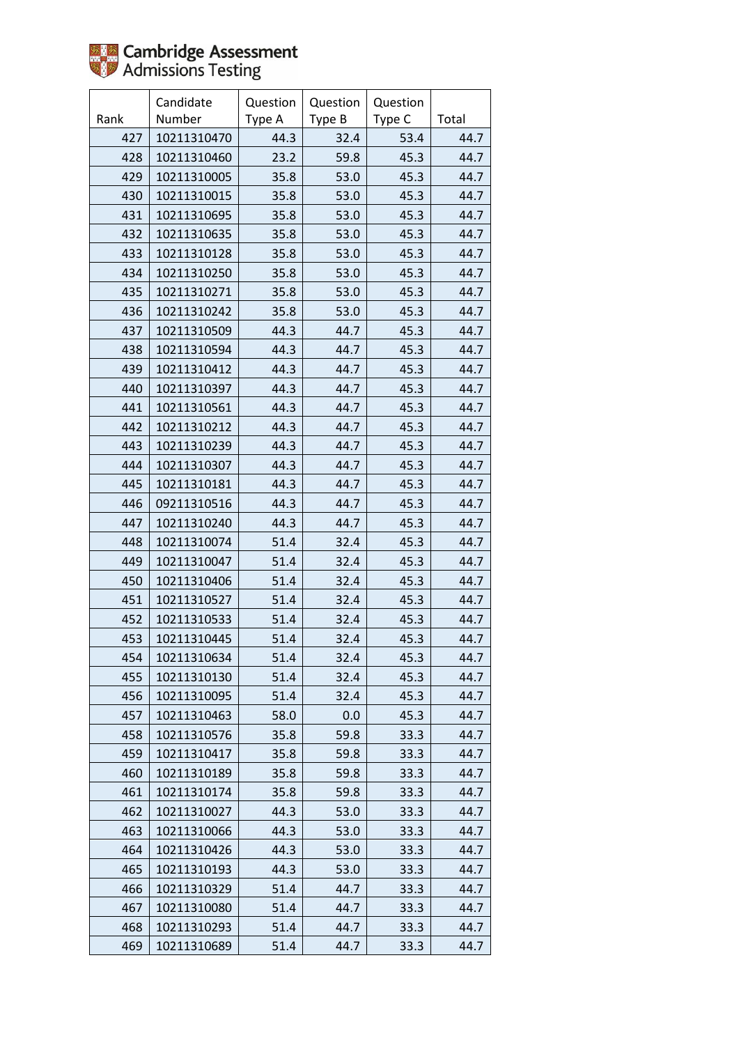Cambridge Assessment Admissions Testing

| Rank | Candidate Number | Question Type A | Question Type B | Question Type C | Total |
|---|---|---|---|---|---|
| 427 | 10211310470 | 44.3 | 32.4 | 53.4 | 44.7 |
| 428 | 10211310460 | 23.2 | 59.8 | 45.3 | 44.7 |
| 429 | 10211310005 | 35.8 | 53.0 | 45.3 | 44.7 |
| 430 | 10211310015 | 35.8 | 53.0 | 45.3 | 44.7 |
| 431 | 10211310695 | 35.8 | 53.0 | 45.3 | 44.7 |
| 432 | 10211310635 | 35.8 | 53.0 | 45.3 | 44.7 |
| 433 | 10211310128 | 35.8 | 53.0 | 45.3 | 44.7 |
| 434 | 10211310250 | 35.8 | 53.0 | 45.3 | 44.7 |
| 435 | 10211310271 | 35.8 | 53.0 | 45.3 | 44.7 |
| 436 | 10211310242 | 35.8 | 53.0 | 45.3 | 44.7 |
| 437 | 10211310509 | 44.3 | 44.7 | 45.3 | 44.7 |
| 438 | 10211310594 | 44.3 | 44.7 | 45.3 | 44.7 |
| 439 | 10211310412 | 44.3 | 44.7 | 45.3 | 44.7 |
| 440 | 10211310397 | 44.3 | 44.7 | 45.3 | 44.7 |
| 441 | 10211310561 | 44.3 | 44.7 | 45.3 | 44.7 |
| 442 | 10211310212 | 44.3 | 44.7 | 45.3 | 44.7 |
| 443 | 10211310239 | 44.3 | 44.7 | 45.3 | 44.7 |
| 444 | 10211310307 | 44.3 | 44.7 | 45.3 | 44.7 |
| 445 | 10211310181 | 44.3 | 44.7 | 45.3 | 44.7 |
| 446 | 09211310516 | 44.3 | 44.7 | 45.3 | 44.7 |
| 447 | 10211310240 | 44.3 | 44.7 | 45.3 | 44.7 |
| 448 | 10211310074 | 51.4 | 32.4 | 45.3 | 44.7 |
| 449 | 10211310047 | 51.4 | 32.4 | 45.3 | 44.7 |
| 450 | 10211310406 | 51.4 | 32.4 | 45.3 | 44.7 |
| 451 | 10211310527 | 51.4 | 32.4 | 45.3 | 44.7 |
| 452 | 10211310533 | 51.4 | 32.4 | 45.3 | 44.7 |
| 453 | 10211310445 | 51.4 | 32.4 | 45.3 | 44.7 |
| 454 | 10211310634 | 51.4 | 32.4 | 45.3 | 44.7 |
| 455 | 10211310130 | 51.4 | 32.4 | 45.3 | 44.7 |
| 456 | 10211310095 | 51.4 | 32.4 | 45.3 | 44.7 |
| 457 | 10211310463 | 58.0 | 0.0 | 45.3 | 44.7 |
| 458 | 10211310576 | 35.8 | 59.8 | 33.3 | 44.7 |
| 459 | 10211310417 | 35.8 | 59.8 | 33.3 | 44.7 |
| 460 | 10211310189 | 35.8 | 59.8 | 33.3 | 44.7 |
| 461 | 10211310174 | 35.8 | 59.8 | 33.3 | 44.7 |
| 462 | 10211310027 | 44.3 | 53.0 | 33.3 | 44.7 |
| 463 | 10211310066 | 44.3 | 53.0 | 33.3 | 44.7 |
| 464 | 10211310426 | 44.3 | 53.0 | 33.3 | 44.7 |
| 465 | 10211310193 | 44.3 | 53.0 | 33.3 | 44.7 |
| 466 | 10211310329 | 51.4 | 44.7 | 33.3 | 44.7 |
| 467 | 10211310080 | 51.4 | 44.7 | 33.3 | 44.7 |
| 468 | 10211310293 | 51.4 | 44.7 | 33.3 | 44.7 |
| 469 | 10211310689 | 51.4 | 44.7 | 33.3 | 44.7 |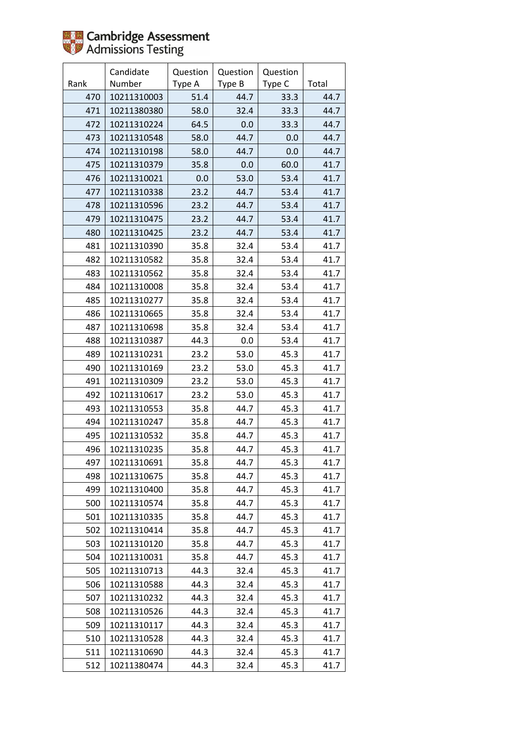| Rank | Candidate Number | Question Type A | Question Type B | Question Type C | Total |
|---|---|---|---|---|---|
| 470 | 10211310003 | 51.4 | 44.7 | 33.3 | 44.7 |
| 471 | 10211380380 | 58.0 | 32.4 | 33.3 | 44.7 |
| 472 | 10211310224 | 64.5 | 0.0 | 33.3 | 44.7 |
| 473 | 10211310548 | 58.0 | 44.7 | 0.0 | 44.7 |
| 474 | 10211310198 | 58.0 | 44.7 | 0.0 | 44.7 |
| 475 | 10211310379 | 35.8 | 0.0 | 60.0 | 41.7 |
| 476 | 10211310021 | 0.0 | 53.0 | 53.4 | 41.7 |
| 477 | 10211310338 | 23.2 | 44.7 | 53.4 | 41.7 |
| 478 | 10211310596 | 23.2 | 44.7 | 53.4 | 41.7 |
| 479 | 10211310475 | 23.2 | 44.7 | 53.4 | 41.7 |
| 480 | 10211310425 | 23.2 | 44.7 | 53.4 | 41.7 |
| 481 | 10211310390 | 35.8 | 32.4 | 53.4 | 41.7 |
| 482 | 10211310582 | 35.8 | 32.4 | 53.4 | 41.7 |
| 483 | 10211310562 | 35.8 | 32.4 | 53.4 | 41.7 |
| 484 | 10211310008 | 35.8 | 32.4 | 53.4 | 41.7 |
| 485 | 10211310277 | 35.8 | 32.4 | 53.4 | 41.7 |
| 486 | 10211310665 | 35.8 | 32.4 | 53.4 | 41.7 |
| 487 | 10211310698 | 35.8 | 32.4 | 53.4 | 41.7 |
| 488 | 10211310387 | 44.3 | 0.0 | 53.4 | 41.7 |
| 489 | 10211310231 | 23.2 | 53.0 | 45.3 | 41.7 |
| 490 | 10211310169 | 23.2 | 53.0 | 45.3 | 41.7 |
| 491 | 10211310309 | 23.2 | 53.0 | 45.3 | 41.7 |
| 492 | 10211310617 | 23.2 | 53.0 | 45.3 | 41.7 |
| 493 | 10211310553 | 35.8 | 44.7 | 45.3 | 41.7 |
| 494 | 10211310247 | 35.8 | 44.7 | 45.3 | 41.7 |
| 495 | 10211310532 | 35.8 | 44.7 | 45.3 | 41.7 |
| 496 | 10211310235 | 35.8 | 44.7 | 45.3 | 41.7 |
| 497 | 10211310691 | 35.8 | 44.7 | 45.3 | 41.7 |
| 498 | 10211310675 | 35.8 | 44.7 | 45.3 | 41.7 |
| 499 | 10211310400 | 35.8 | 44.7 | 45.3 | 41.7 |
| 500 | 10211310574 | 35.8 | 44.7 | 45.3 | 41.7 |
| 501 | 10211310335 | 35.8 | 44.7 | 45.3 | 41.7 |
| 502 | 10211310414 | 35.8 | 44.7 | 45.3 | 41.7 |
| 503 | 10211310120 | 35.8 | 44.7 | 45.3 | 41.7 |
| 504 | 10211310031 | 35.8 | 44.7 | 45.3 | 41.7 |
| 505 | 10211310713 | 44.3 | 32.4 | 45.3 | 41.7 |
| 506 | 10211310588 | 44.3 | 32.4 | 45.3 | 41.7 |
| 507 | 10211310232 | 44.3 | 32.4 | 45.3 | 41.7 |
| 508 | 10211310526 | 44.3 | 32.4 | 45.3 | 41.7 |
| 509 | 10211310117 | 44.3 | 32.4 | 45.3 | 41.7 |
| 510 | 10211310528 | 44.3 | 32.4 | 45.3 | 41.7 |
| 511 | 10211310690 | 44.3 | 32.4 | 45.3 | 41.7 |
| 512 | 10211380474 | 44.3 | 32.4 | 45.3 | 41.7 |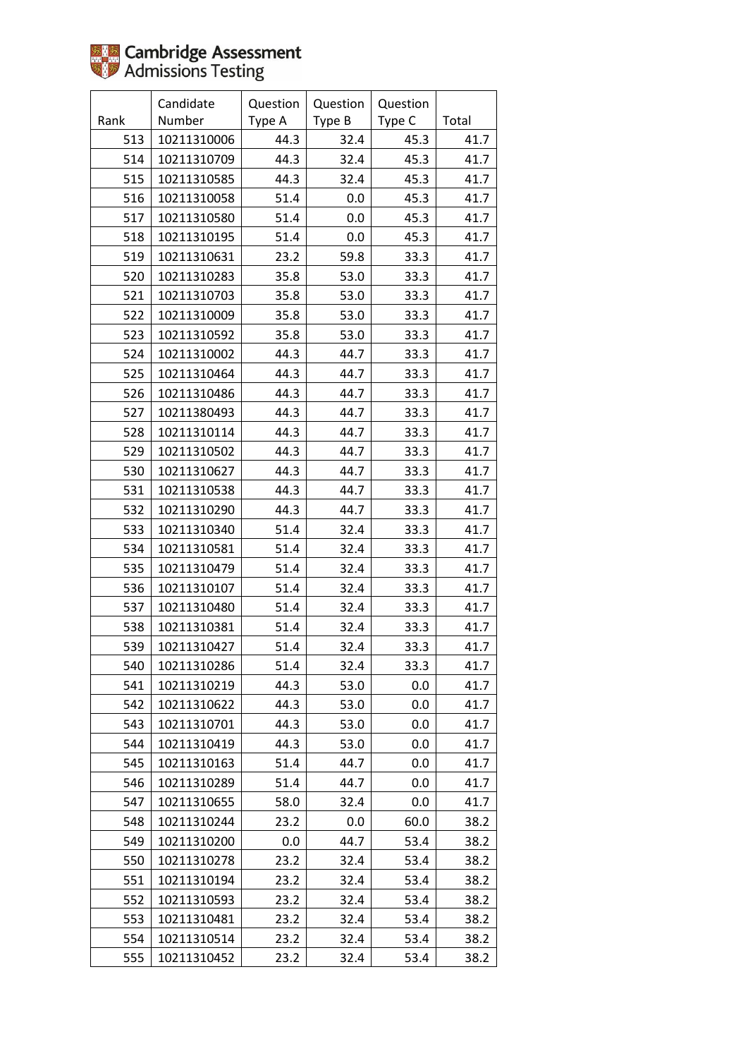Cambridge Assessment Admissions Testing

| Rank | Candidate Number | Question Type A | Question Type B | Question Type C | Total |
|---|---|---|---|---|---|
| 513 | 10211310006 | 44.3 | 32.4 | 45.3 | 41.7 |
| 514 | 10211310709 | 44.3 | 32.4 | 45.3 | 41.7 |
| 515 | 10211310585 | 44.3 | 32.4 | 45.3 | 41.7 |
| 516 | 10211310058 | 51.4 | 0.0 | 45.3 | 41.7 |
| 517 | 10211310580 | 51.4 | 0.0 | 45.3 | 41.7 |
| 518 | 10211310195 | 51.4 | 0.0 | 45.3 | 41.7 |
| 519 | 10211310631 | 23.2 | 59.8 | 33.3 | 41.7 |
| 520 | 10211310283 | 35.8 | 53.0 | 33.3 | 41.7 |
| 521 | 10211310703 | 35.8 | 53.0 | 33.3 | 41.7 |
| 522 | 10211310009 | 35.8 | 53.0 | 33.3 | 41.7 |
| 523 | 10211310592 | 35.8 | 53.0 | 33.3 | 41.7 |
| 524 | 10211310002 | 44.3 | 44.7 | 33.3 | 41.7 |
| 525 | 10211310464 | 44.3 | 44.7 | 33.3 | 41.7 |
| 526 | 10211310486 | 44.3 | 44.7 | 33.3 | 41.7 |
| 527 | 10211380493 | 44.3 | 44.7 | 33.3 | 41.7 |
| 528 | 10211310114 | 44.3 | 44.7 | 33.3 | 41.7 |
| 529 | 10211310502 | 44.3 | 44.7 | 33.3 | 41.7 |
| 530 | 10211310627 | 44.3 | 44.7 | 33.3 | 41.7 |
| 531 | 10211310538 | 44.3 | 44.7 | 33.3 | 41.7 |
| 532 | 10211310290 | 44.3 | 44.7 | 33.3 | 41.7 |
| 533 | 10211310340 | 51.4 | 32.4 | 33.3 | 41.7 |
| 534 | 10211310581 | 51.4 | 32.4 | 33.3 | 41.7 |
| 535 | 10211310479 | 51.4 | 32.4 | 33.3 | 41.7 |
| 536 | 10211310107 | 51.4 | 32.4 | 33.3 | 41.7 |
| 537 | 10211310480 | 51.4 | 32.4 | 33.3 | 41.7 |
| 538 | 10211310381 | 51.4 | 32.4 | 33.3 | 41.7 |
| 539 | 10211310427 | 51.4 | 32.4 | 33.3 | 41.7 |
| 540 | 10211310286 | 51.4 | 32.4 | 33.3 | 41.7 |
| 541 | 10211310219 | 44.3 | 53.0 | 0.0 | 41.7 |
| 542 | 10211310622 | 44.3 | 53.0 | 0.0 | 41.7 |
| 543 | 10211310701 | 44.3 | 53.0 | 0.0 | 41.7 |
| 544 | 10211310419 | 44.3 | 53.0 | 0.0 | 41.7 |
| 545 | 10211310163 | 51.4 | 44.7 | 0.0 | 41.7 |
| 546 | 10211310289 | 51.4 | 44.7 | 0.0 | 41.7 |
| 547 | 10211310655 | 58.0 | 32.4 | 0.0 | 41.7 |
| 548 | 10211310244 | 23.2 | 0.0 | 60.0 | 38.2 |
| 549 | 10211310200 | 0.0 | 44.7 | 53.4 | 38.2 |
| 550 | 10211310278 | 23.2 | 32.4 | 53.4 | 38.2 |
| 551 | 10211310194 | 23.2 | 32.4 | 53.4 | 38.2 |
| 552 | 10211310593 | 23.2 | 32.4 | 53.4 | 38.2 |
| 553 | 10211310481 | 23.2 | 32.4 | 53.4 | 38.2 |
| 554 | 10211310514 | 23.2 | 32.4 | 53.4 | 38.2 |
| 555 | 10211310452 | 23.2 | 32.4 | 53.4 | 38.2 |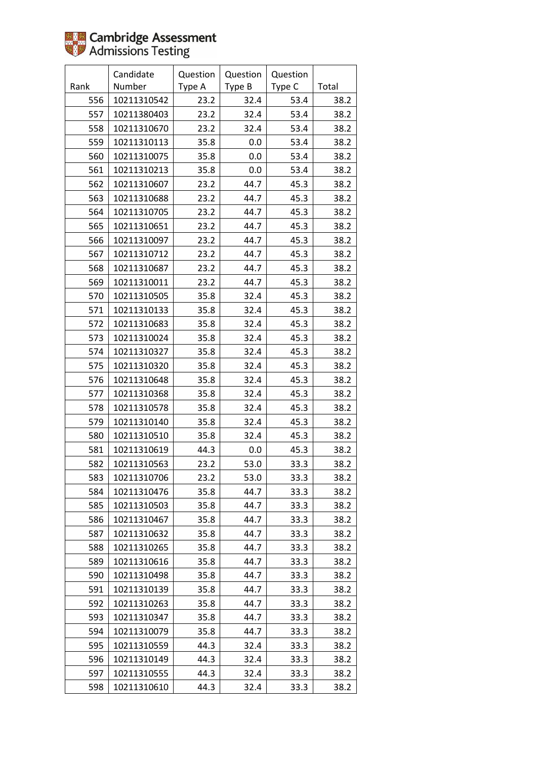| Rank | Candidate Number | Question Type A | Question Type B | Question Type C | Total |
|---|---|---|---|---|---|
| 556 | 10211310542 | 23.2 | 32.4 | 53.4 | 38.2 |
| 557 | 10211380403 | 23.2 | 32.4 | 53.4 | 38.2 |
| 558 | 10211310670 | 23.2 | 32.4 | 53.4 | 38.2 |
| 559 | 10211310113 | 35.8 | 0.0 | 53.4 | 38.2 |
| 560 | 10211310075 | 35.8 | 0.0 | 53.4 | 38.2 |
| 561 | 10211310213 | 35.8 | 0.0 | 53.4 | 38.2 |
| 562 | 10211310607 | 23.2 | 44.7 | 45.3 | 38.2 |
| 563 | 10211310688 | 23.2 | 44.7 | 45.3 | 38.2 |
| 564 | 10211310705 | 23.2 | 44.7 | 45.3 | 38.2 |
| 565 | 10211310651 | 23.2 | 44.7 | 45.3 | 38.2 |
| 566 | 10211310097 | 23.2 | 44.7 | 45.3 | 38.2 |
| 567 | 10211310712 | 23.2 | 44.7 | 45.3 | 38.2 |
| 568 | 10211310687 | 23.2 | 44.7 | 45.3 | 38.2 |
| 569 | 10211310011 | 23.2 | 44.7 | 45.3 | 38.2 |
| 570 | 10211310505 | 35.8 | 32.4 | 45.3 | 38.2 |
| 571 | 10211310133 | 35.8 | 32.4 | 45.3 | 38.2 |
| 572 | 10211310683 | 35.8 | 32.4 | 45.3 | 38.2 |
| 573 | 10211310024 | 35.8 | 32.4 | 45.3 | 38.2 |
| 574 | 10211310327 | 35.8 | 32.4 | 45.3 | 38.2 |
| 575 | 10211310320 | 35.8 | 32.4 | 45.3 | 38.2 |
| 576 | 10211310648 | 35.8 | 32.4 | 45.3 | 38.2 |
| 577 | 10211310368 | 35.8 | 32.4 | 45.3 | 38.2 |
| 578 | 10211310578 | 35.8 | 32.4 | 45.3 | 38.2 |
| 579 | 10211310140 | 35.8 | 32.4 | 45.3 | 38.2 |
| 580 | 10211310510 | 35.8 | 32.4 | 45.3 | 38.2 |
| 581 | 10211310619 | 44.3 | 0.0 | 45.3 | 38.2 |
| 582 | 10211310563 | 23.2 | 53.0 | 33.3 | 38.2 |
| 583 | 10211310706 | 23.2 | 53.0 | 33.3 | 38.2 |
| 584 | 10211310476 | 35.8 | 44.7 | 33.3 | 38.2 |
| 585 | 10211310503 | 35.8 | 44.7 | 33.3 | 38.2 |
| 586 | 10211310467 | 35.8 | 44.7 | 33.3 | 38.2 |
| 587 | 10211310632 | 35.8 | 44.7 | 33.3 | 38.2 |
| 588 | 10211310265 | 35.8 | 44.7 | 33.3 | 38.2 |
| 589 | 10211310616 | 35.8 | 44.7 | 33.3 | 38.2 |
| 590 | 10211310498 | 35.8 | 44.7 | 33.3 | 38.2 |
| 591 | 10211310139 | 35.8 | 44.7 | 33.3 | 38.2 |
| 592 | 10211310263 | 35.8 | 44.7 | 33.3 | 38.2 |
| 593 | 10211310347 | 35.8 | 44.7 | 33.3 | 38.2 |
| 594 | 10211310079 | 35.8 | 44.7 | 33.3 | 38.2 |
| 595 | 10211310559 | 44.3 | 32.4 | 33.3 | 38.2 |
| 596 | 10211310149 | 44.3 | 32.4 | 33.3 | 38.2 |
| 597 | 10211310555 | 44.3 | 32.4 | 33.3 | 38.2 |
| 598 | 10211310610 | 44.3 | 32.4 | 33.3 | 38.2 |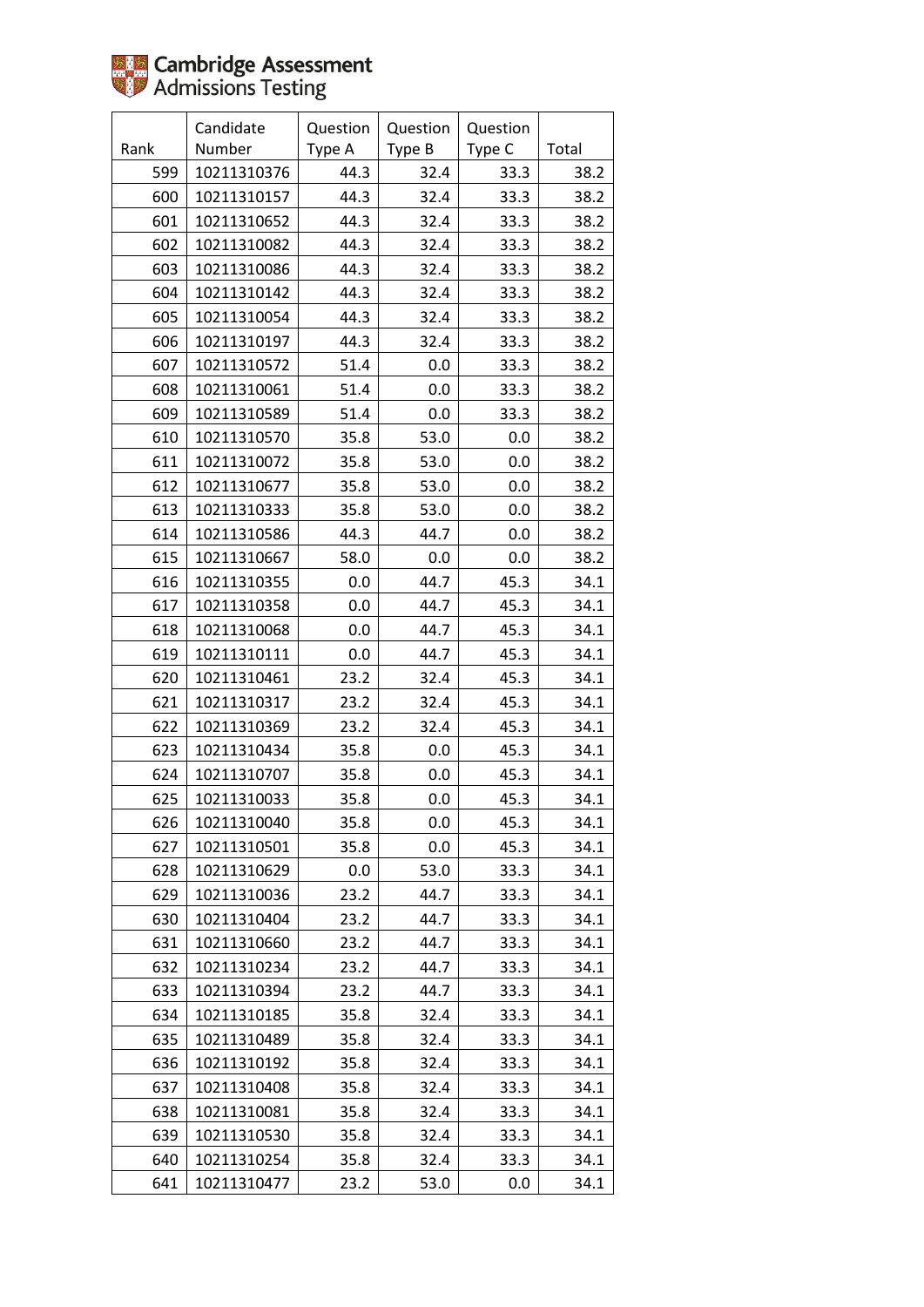Cambridge Assessment Admissions Testing

| Rank | Candidate Number | Question Type A | Question Type B | Question Type C | Total |
|---|---|---|---|---|---|
| 599 | 10211310376 | 44.3 | 32.4 | 33.3 | 38.2 |
| 600 | 10211310157 | 44.3 | 32.4 | 33.3 | 38.2 |
| 601 | 10211310652 | 44.3 | 32.4 | 33.3 | 38.2 |
| 602 | 10211310082 | 44.3 | 32.4 | 33.3 | 38.2 |
| 603 | 10211310086 | 44.3 | 32.4 | 33.3 | 38.2 |
| 604 | 10211310142 | 44.3 | 32.4 | 33.3 | 38.2 |
| 605 | 10211310054 | 44.3 | 32.4 | 33.3 | 38.2 |
| 606 | 10211310197 | 44.3 | 32.4 | 33.3 | 38.2 |
| 607 | 10211310572 | 51.4 | 0.0 | 33.3 | 38.2 |
| 608 | 10211310061 | 51.4 | 0.0 | 33.3 | 38.2 |
| 609 | 10211310589 | 51.4 | 0.0 | 33.3 | 38.2 |
| 610 | 10211310570 | 35.8 | 53.0 | 0.0 | 38.2 |
| 611 | 10211310072 | 35.8 | 53.0 | 0.0 | 38.2 |
| 612 | 10211310677 | 35.8 | 53.0 | 0.0 | 38.2 |
| 613 | 10211310333 | 35.8 | 53.0 | 0.0 | 38.2 |
| 614 | 10211310586 | 44.3 | 44.7 | 0.0 | 38.2 |
| 615 | 10211310667 | 58.0 | 0.0 | 0.0 | 38.2 |
| 616 | 10211310355 | 0.0 | 44.7 | 45.3 | 34.1 |
| 617 | 10211310358 | 0.0 | 44.7 | 45.3 | 34.1 |
| 618 | 10211310068 | 0.0 | 44.7 | 45.3 | 34.1 |
| 619 | 10211310111 | 0.0 | 44.7 | 45.3 | 34.1 |
| 620 | 10211310461 | 23.2 | 32.4 | 45.3 | 34.1 |
| 621 | 10211310317 | 23.2 | 32.4 | 45.3 | 34.1 |
| 622 | 10211310369 | 23.2 | 32.4 | 45.3 | 34.1 |
| 623 | 10211310434 | 35.8 | 0.0 | 45.3 | 34.1 |
| 624 | 10211310707 | 35.8 | 0.0 | 45.3 | 34.1 |
| 625 | 10211310033 | 35.8 | 0.0 | 45.3 | 34.1 |
| 626 | 10211310040 | 35.8 | 0.0 | 45.3 | 34.1 |
| 627 | 10211310501 | 35.8 | 0.0 | 45.3 | 34.1 |
| 628 | 10211310629 | 0.0 | 53.0 | 33.3 | 34.1 |
| 629 | 10211310036 | 23.2 | 44.7 | 33.3 | 34.1 |
| 630 | 10211310404 | 23.2 | 44.7 | 33.3 | 34.1 |
| 631 | 10211310660 | 23.2 | 44.7 | 33.3 | 34.1 |
| 632 | 10211310234 | 23.2 | 44.7 | 33.3 | 34.1 |
| 633 | 10211310394 | 23.2 | 44.7 | 33.3 | 34.1 |
| 634 | 10211310185 | 35.8 | 32.4 | 33.3 | 34.1 |
| 635 | 10211310489 | 35.8 | 32.4 | 33.3 | 34.1 |
| 636 | 10211310192 | 35.8 | 32.4 | 33.3 | 34.1 |
| 637 | 10211310408 | 35.8 | 32.4 | 33.3 | 34.1 |
| 638 | 10211310081 | 35.8 | 32.4 | 33.3 | 34.1 |
| 639 | 10211310530 | 35.8 | 32.4 | 33.3 | 34.1 |
| 640 | 10211310254 | 35.8 | 32.4 | 33.3 | 34.1 |
| 641 | 10211310477 | 23.2 | 53.0 | 0.0 | 34.1 |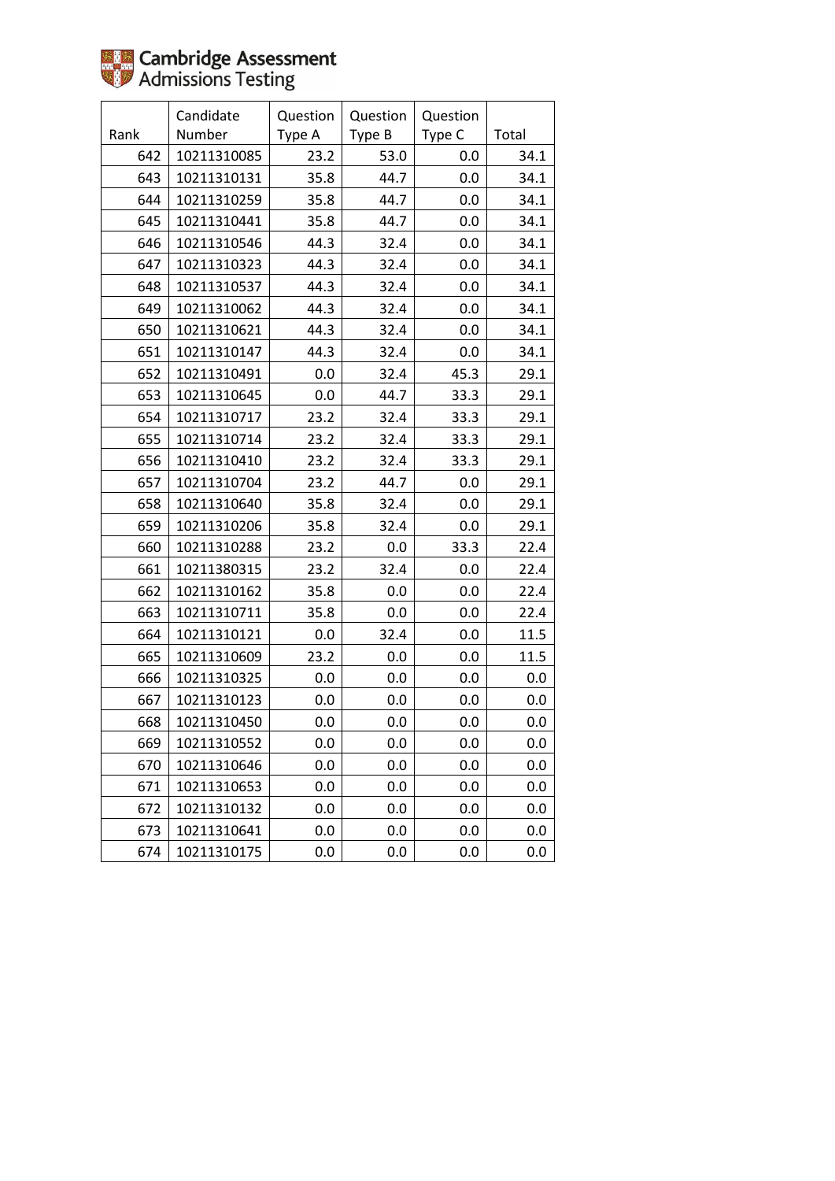| Rank | Candidate Number | Question Type A | Question Type B | Question Type C | Total |
|---|---|---|---|---|---|
| 642 | 10211310085 | 23.2 | 53.0 | 0.0 | 34.1 |
| 643 | 10211310131 | 35.8 | 44.7 | 0.0 | 34.1 |
| 644 | 10211310259 | 35.8 | 44.7 | 0.0 | 34.1 |
| 645 | 10211310441 | 35.8 | 44.7 | 0.0 | 34.1 |
| 646 | 10211310546 | 44.3 | 32.4 | 0.0 | 34.1 |
| 647 | 10211310323 | 44.3 | 32.4 | 0.0 | 34.1 |
| 648 | 10211310537 | 44.3 | 32.4 | 0.0 | 34.1 |
| 649 | 10211310062 | 44.3 | 32.4 | 0.0 | 34.1 |
| 650 | 10211310621 | 44.3 | 32.4 | 0.0 | 34.1 |
| 651 | 10211310147 | 44.3 | 32.4 | 0.0 | 34.1 |
| 652 | 10211310491 | 0.0 | 32.4 | 45.3 | 29.1 |
| 653 | 10211310645 | 0.0 | 44.7 | 33.3 | 29.1 |
| 654 | 10211310717 | 23.2 | 32.4 | 33.3 | 29.1 |
| 655 | 10211310714 | 23.2 | 32.4 | 33.3 | 29.1 |
| 656 | 10211310410 | 23.2 | 32.4 | 33.3 | 29.1 |
| 657 | 10211310704 | 23.2 | 44.7 | 0.0 | 29.1 |
| 658 | 10211310640 | 35.8 | 32.4 | 0.0 | 29.1 |
| 659 | 10211310206 | 35.8 | 32.4 | 0.0 | 29.1 |
| 660 | 10211310288 | 23.2 | 0.0 | 33.3 | 22.4 |
| 661 | 10211380315 | 23.2 | 32.4 | 0.0 | 22.4 |
| 662 | 10211310162 | 35.8 | 0.0 | 0.0 | 22.4 |
| 663 | 10211310711 | 35.8 | 0.0 | 0.0 | 22.4 |
| 664 | 10211310121 | 0.0 | 32.4 | 0.0 | 11.5 |
| 665 | 10211310609 | 23.2 | 0.0 | 0.0 | 11.5 |
| 666 | 10211310325 | 0.0 | 0.0 | 0.0 | 0.0 |
| 667 | 10211310123 | 0.0 | 0.0 | 0.0 | 0.0 |
| 668 | 10211310450 | 0.0 | 0.0 | 0.0 | 0.0 |
| 669 | 10211310552 | 0.0 | 0.0 | 0.0 | 0.0 |
| 670 | 10211310646 | 0.0 | 0.0 | 0.0 | 0.0 |
| 671 | 10211310653 | 0.0 | 0.0 | 0.0 | 0.0 |
| 672 | 10211310132 | 0.0 | 0.0 | 0.0 | 0.0 |
| 673 | 10211310641 | 0.0 | 0.0 | 0.0 | 0.0 |
| 674 | 10211310175 | 0.0 | 0.0 | 0.0 | 0.0 |